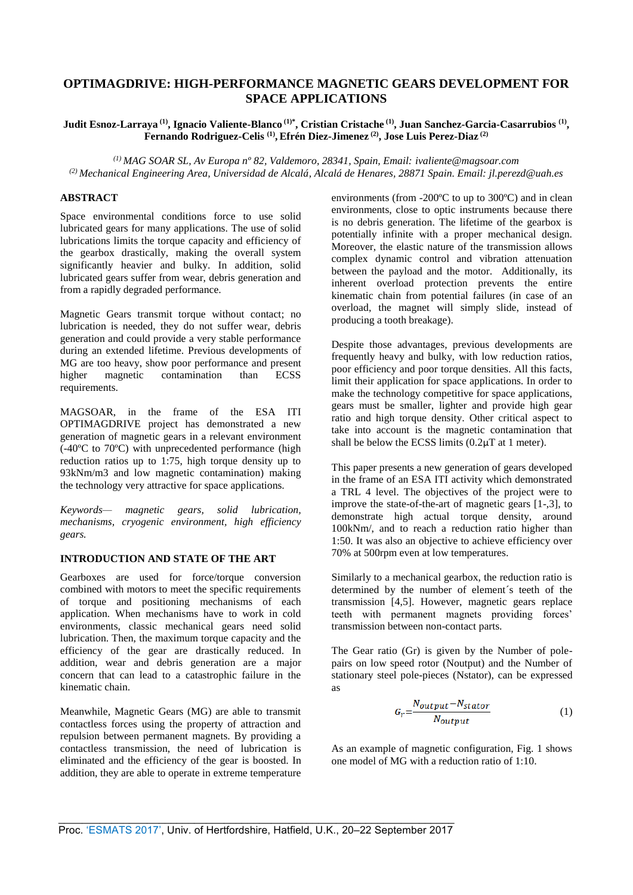# OPTIMAGDRIVE: HIGH-PERFORMANCE MAGNETIC GEARS DEVELOPMENT FOR SPACE APPLICATIONS

**Judit Esnoz-Larraya [1], Ignacio Valiente-Blanco [1]*, Cristian Cristache [1], Juan Sanchez-Garcia-Casarrubios [1], Fernando Rodriguez-Celis [1], Efrén Diez-Jimenez [2], Jose Luis Perez-Diaz [2]**

*[1] MAG SOAR SL, Av Europa nº 82, Valdemoro, 28341, Spain, Email: ivaliente@magsoar.com*
*[2] Mechanical Engineering Area, Universidad de Alcalá, Alcalá de Henares, 28871 Spain. Email: jl.perezd@uah.es*

## ABSTRACT

Space environmental conditions force to use solid lubricated gears for many applications. The use of solid lubrications limits the torque capacity and efficiency of the gearbox drastically, making the overall system significantly heavier and bulky. In addition, solid lubricated gears suffer from wear, debris generation and from a rapidly degraded performance.

Magnetic Gears transmit torque without contact; no lubrication is needed, they do not suffer wear, debris generation and could provide a very stable performance during an extended lifetime. Previous developments of MG are too heavy, show poor performance and present higher magnetic contamination than ECSS requirements.

MAGSOAR, in the frame of the ESA ITI OPTIMAGDRIVE project has demonstrated a new generation of magnetic gears in a relevant environment (-40ºC to 70ºC) with unprecedented performance (high reduction ratios up to 1:75, high torque density up to 93kNm/m3 and low magnetic contamination) making the technology very attractive for space applications.

*Keywords— magnetic gears, solid lubrication, mechanisms, cryogenic environment, high efficiency gears.*

## INTRODUCTION AND STATE OF THE ART

Gearboxes are used for force/torque conversion combined with motors to meet the specific requirements of torque and positioning mechanisms of each application. When mechanisms have to work in cold environments, classic mechanical gears need solid lubrication. Then, the maximum torque capacity and the efficiency of the gear are drastically reduced. In addition, wear and debris generation are a major concern that can lead to a catastrophic failure in the kinematic chain.

Meanwhile, Magnetic Gears (MG) are able to transmit contactless forces using the property of attraction and repulsion between permanent magnets. By providing a contactless transmission, the need of lubrication is eliminated and the efficiency of the gear is boosted. In addition, they are able to operate in extreme temperature environments (from -200ºC to up to 300ºC) and in clean environments, close to optic instruments because there is no debris generation. The lifetime of the gearbox is potentially infinite with a proper mechanical design. Moreover, the elastic nature of the transmission allows complex dynamic control and vibration attenuation between the payload and the motor. Additionally, its inherent overload protection prevents the entire kinematic chain from potential failures (in case of an overload, the magnet will simply slide, instead of producing a tooth breakage).

Despite those advantages, previous developments are frequently heavy and bulky, with low reduction ratios, poor efficiency and poor torque densities. All this facts, limit their application for space applications. In order to make the technology competitive for space applications, gears must be smaller, lighter and provide high gear ratio and high torque density. Other critical aspect to take into account is the magnetic contamination that shall be below the ECSS limits (0.2μT at 1 meter).

This paper presents a new generation of gears developed in the frame of an ESA ITI activity which demonstrated a TRL 4 level. The objectives of the project were to improve the state-of-the-art of magnetic gears [1-,3], to demonstrate high actual torque density, around 100kNm/, and to reach a reduction ratio higher than 1:50. It was also an objective to achieve efficiency over 70% at 500rpm even at low temperatures.

Similarly to a mechanical gearbox, the reduction ratio is determined by the number of element´s teeth of the transmission [4,5]. However, magnetic gears replace teeth with permanent magnets providing forces' transmission between non-contact parts.

The Gear ratio (Gr) is given by the Number of pole-pairs on low speed rotor (Noutput) and the Number of stationary steel pole-pieces (Nstator), can be expressed as

$$G_r = \frac{N_{output} - N_{stator}}{N_{output}} \qquad (1)$$

As an example of magnetic configuration, Fig. 1 shows one model of MG with a reduction ratio of 1:10.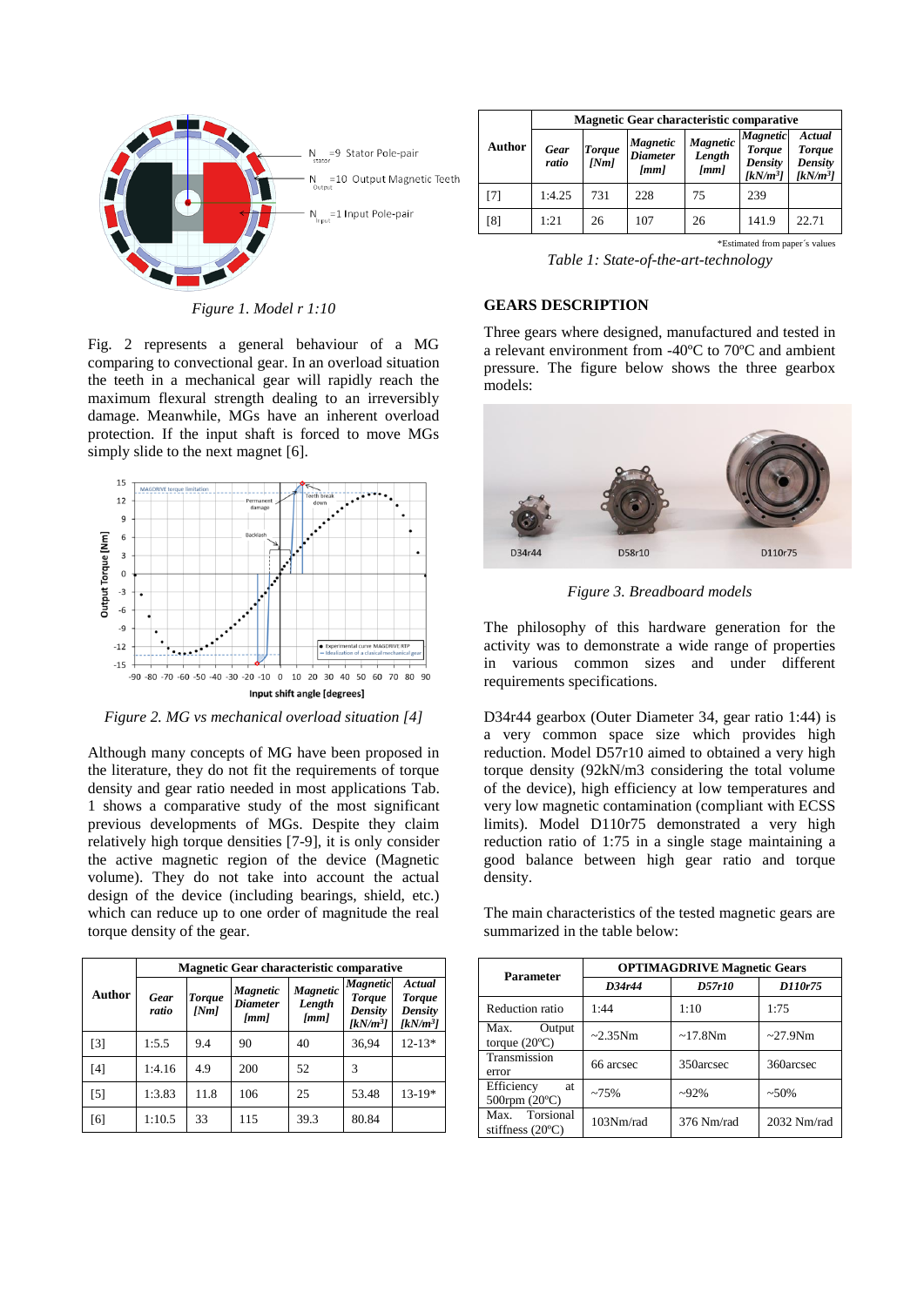Figure 1. Model r 1:10

Fig. 2 represents a general behaviour of a MG comparing to convectional gear. In an overload situation the teeth in a mechanical gear will rapidly reach the maximum flexural strength dealing to an irreversibly damage. Meanwhile, MGs have an inherent overload protection. If the input shaft is forced to move MGs simply slide to the next magnet [6].

Figure 2. MG vs mechanical overload situation [4]

Although many concepts of MG have been proposed in the literature, they do not fit the requirements of torque density and gear ratio needed in most applications Tab. 1 shows a comparative study of the most significant previous developments of MGs. Despite they claim relatively high torque densities [7-9], it is only consider the active magnetic region of the device (Magnetic volume). They do not take into account the actual design of the device (including bearings, shield, etc.) which can reduce up to one order of magnitude the real torque density of the gear.

| Author | Magnetic Gear characteristic comparative | | | | | |
|---|---|---|---|---|---|---|
| | *Gear ratio* | *Torque [Nm]* | *Magnetic Diameter [mm]* | *Magnetic Length [mm]* | *Magnetic Torque Density [kN/m³]* | *Actual Torque Density [kN/m³]* |
| [3] | 1:5.5 | 9.4 | 90 | 40 | 36,94 | 12-13* |
| [4] | 1:4.16 | 4.9 | 200 | 52 | 3 | |
| [5] | 1:3.83 | 11.8 | 106 | 25 | 53.48 | 13-19* |
| [6] | 1:10.5 | 33 | 115 | 39.3 | 80.84 | |
| [7] | 1:4.25 | 731 | 228 | 75 | 239 | |
| [8] | 1:21 | 26 | 107 | 26 | 141.9 | 22.71 |

*Estimated from paper´s values

*Table 1: State-of-the-art-technology*

## GEARS DESCRIPTION

Three gears where designed, manufactured and tested in a relevant environment from -40ºC to 70ºC and ambient pressure. The figure below shows the three gearbox models:

*Figure 3. Breadboard models*

The philosophy of this hardware generation for the activity was to demonstrate a wide range of properties in various common sizes and under different requirements specifications.

D34r44 gearbox (Outer Diameter 34, gear ratio 1:44) is a very common space size which provides high reduction. Model D57r10 aimed to obtained a very high torque density (92kN/m3 considering the total volume of the device), high efficiency at low temperatures and very low magnetic contamination (compliant with ECSS limits). Model D110r75 demonstrated a very high reduction ratio of 1:75 in a single stage maintaining a good balance between high gear ratio and torque density.

The main characteristics of the tested magnetic gears are summarized in the table below:

| Parameter | OPTIMAGDRIVE Magnetic Gears | | |
|---|---|---|---|
| | *D34r44* | *D57r10* | *D110r75* |
| Reduction ratio | 1:44 | 1:10 | 1:75 |
| Max. Output torque (20ºC) | ~2.35Nm | ~17.8Nm | ~27.9Nm |
| Transmission error | 66 arcsec | 350arcsec | 360arcsec |
| Efficiency at 500rpm (20ºC) | ~75% | ~92% | ~50% |
| Max. Torsional stiffness (20ºC) | 103Nm/rad | 376 Nm/rad | 2032 Nm/rad |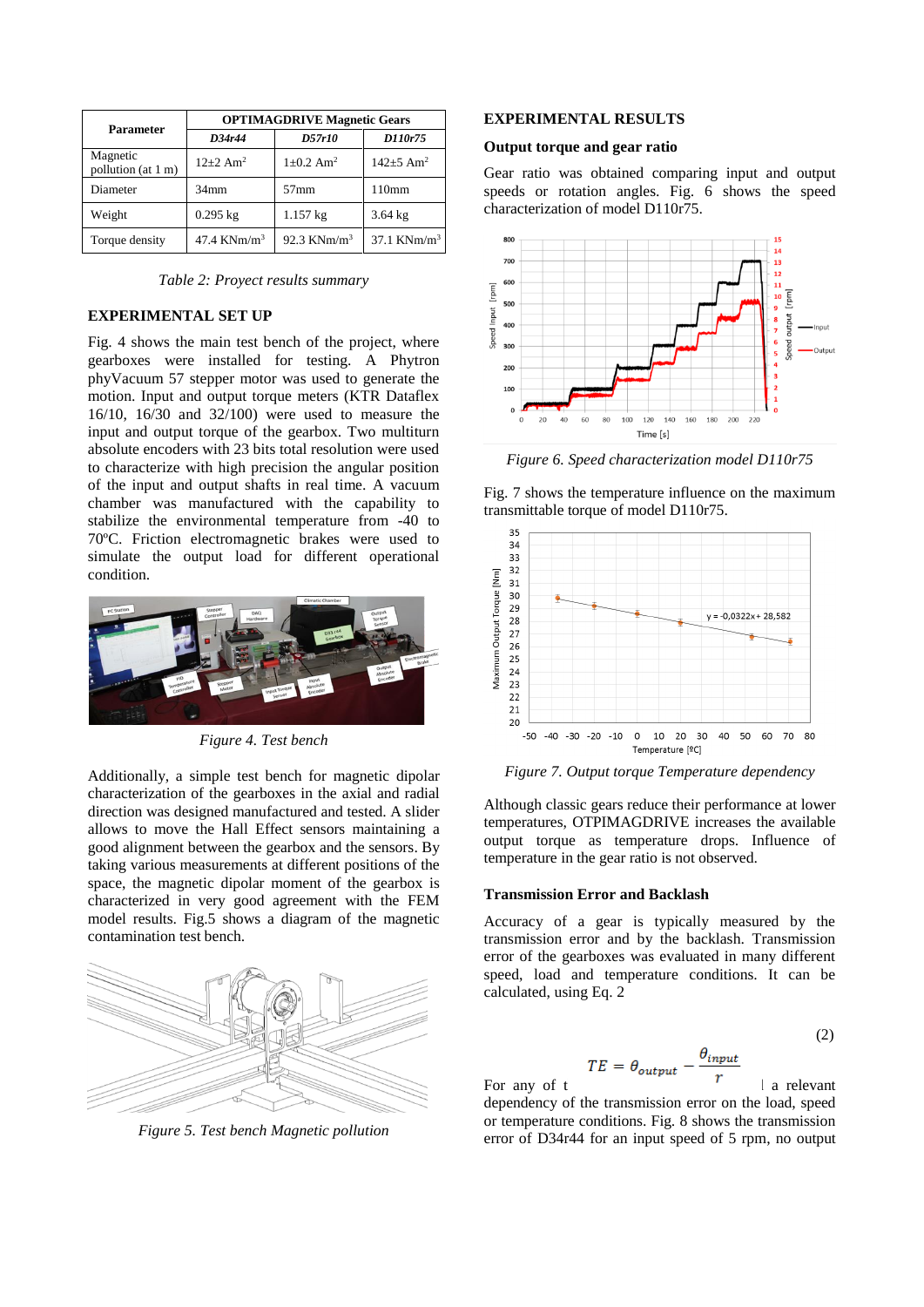| Parameter | OPTIMAGDRIVE Magnetic Gears | | |
|---|---|---|---|
| | *D34r44* | *D57r10* | *D110r75* |
| Magnetic pollution (at 1 m) | 12±2 $Am^2$ | 1±0.2 $Am^2$ | 142±5 $Am^2$ |
| Diameter | 34mm | 57mm | 110mm |
| Weight | 0.295 kg | 1.157 kg | 3.64 kg |
| Torque density | 47.4 $KNm/m^3$ | 92.3 $KNm/m^3$ | 37.1 $KNm/m^3$ |

*Table 2: Proyect results summary*

## EXPERIMENTAL SET UP

Fig. 4 shows the main test bench of the project, where gearboxes were installed for testing. A Phytron phyVacuum 57 stepper motor was used to generate the motion. Input and output torque meters (KTR Dataflex 16/10, 16/30 and 32/100) were used to measure the input and output torque of the gearbox. Two multiturn absolute encoders with 23 bits total resolution were used to characterize with high precision the angular position of the input and output shafts in real time. A vacuum chamber was manufactured with the capability to stabilize the environmental temperature from -40 to 70ºC. Friction electromagnetic brakes were used to simulate the output load for different operational condition.

*Figure 4. Test bench*

Additionally, a simple test bench for magnetic dipolar characterization of the gearboxes in the axial and radial direction was designed manufactured and tested. A slider allows to move the Hall Effect sensors maintaining a good alignment between the gearbox and the sensors. By taking various measurements at different positions of the space, the magnetic dipolar moment of the gearbox is characterized in very good agreement with the FEM model results. Fig.5 shows a diagram of the magnetic contamination test bench.

*Figure 5. Test bench Magnetic pollution*

## EXPERIMENTAL RESULTS

### Output torque and gear ratio

Gear ratio was obtained comparing input and output speeds or rotation angles. Fig. 6 shows the speed characterization of model D110r75.

*Figure 6. Speed characterization model D110r75*

Fig. 7 shows the temperature influence on the maximum transmittable torque of model D110r75.

*Figure 7. Output torque Temperature dependency*

Although classic gears reduce their performance at lower temperatures, OTPIMAGDRIVE increases the available output torque as temperature drops. Influence of temperature in the gear ratio is not observed.

### Transmission Error and Backlash

Accuracy of a gear is typically measured by the transmission error and by the backlash. Transmission error of the gearboxes was evaluated in many different speed, load and temperature conditions. It can be calculated, using Eq. 2

$$TE = \theta_{output} - \frac{\theta_{input}}{r} \tag{2}$$

For any of t l a relevant dependency of the transmission error on the load, speed or temperature conditions. Fig. 8 shows the transmission error of D34r44 for an input speed of 5 rpm, no output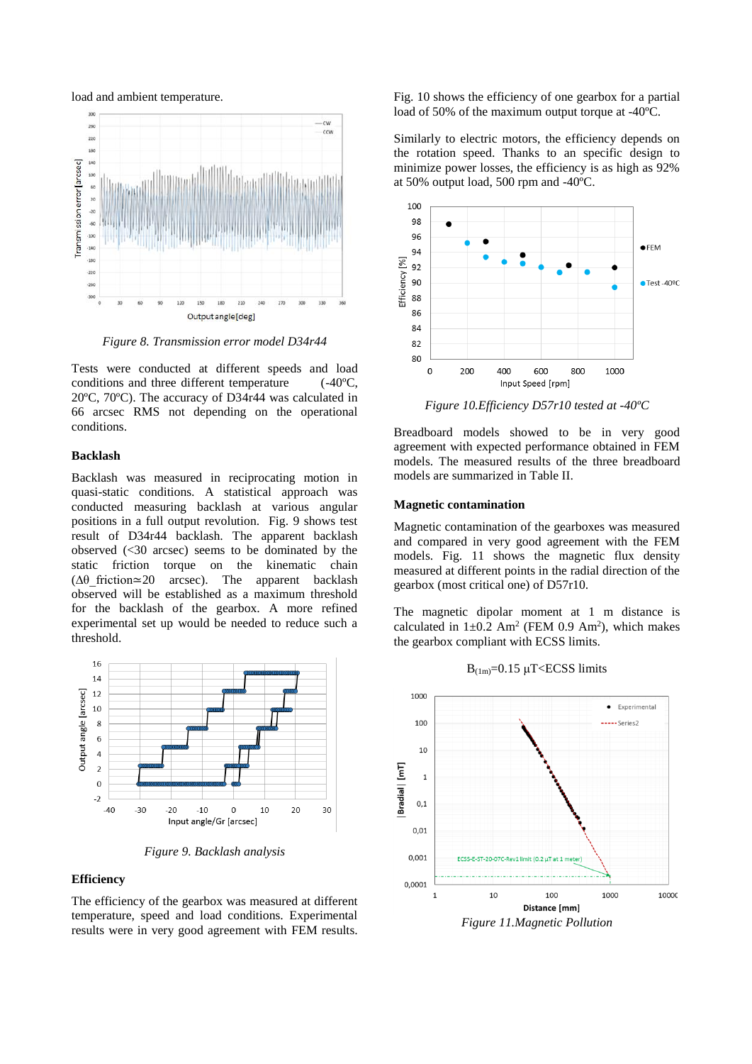load and ambient temperature.

*Figure 8. Transmission error model D34r44*

Tests were conducted at different speeds and load conditions and three different temperature (-40ºC, 20ºC, 70ºC). The accuracy of D34r44 was calculated in 66 arcsec RMS not depending on the operational conditions.

**Backlash**

Backlash was measured in reciprocating motion in quasi-static conditions. A statistical approach was conducted measuring backlash at various angular positions in a full output revolution. Fig. 9 shows test result of D34r44 backlash. The apparent backlash observed (<30 arcsec) seems to be dominated by the static friction torque on the kinematic chain ($\Delta\theta\_friction \simeq 20$ arcsec). The apparent backlash observed will be established as a maximum threshold for the backlash of the gearbox. A more refined experimental set up would be needed to reduce such a threshold.

*Figure 9. Backlash analysis*

**Efficiency**

The efficiency of the gearbox was measured at different temperature, speed and load conditions. Experimental results were in very good agreement with FEM results.

Fig. 10 shows the efficiency of one gearbox for a partial load of 50% of the maximum output torque at -40ºC.

Similarly to electric motors, the efficiency depends on the rotation speed. Thanks to an specific design to minimize power losses, the efficiency is as high as 92% at 50% output load, 500 rpm and -40ºC.

*Figure 10.Efficiency D57r10 tested at -40ºC*

Breadboard models showed to be in very good agreement with expected performance obtained in FEM models. The measured results of the three breadboard models are summarized in Table II.

**Magnetic contamination**

Magnetic contamination of the gearboxes was measured and compared in very good agreement with the FEM models. Fig. 11 shows the magnetic flux density measured at different points in the radial direction of the gearbox (most critical one) of D57r10.

The magnetic dipolar moment at 1 m distance is calculated in 1±0.2 $Am^2$ (FEM 0.9 $Am^2$), which makes the gearbox compliant with ECSS limits.

$$B_{(1m)}=0.15\ \mu T<\text{ECSS limits}$$

*Figure 11.Magnetic Pollution*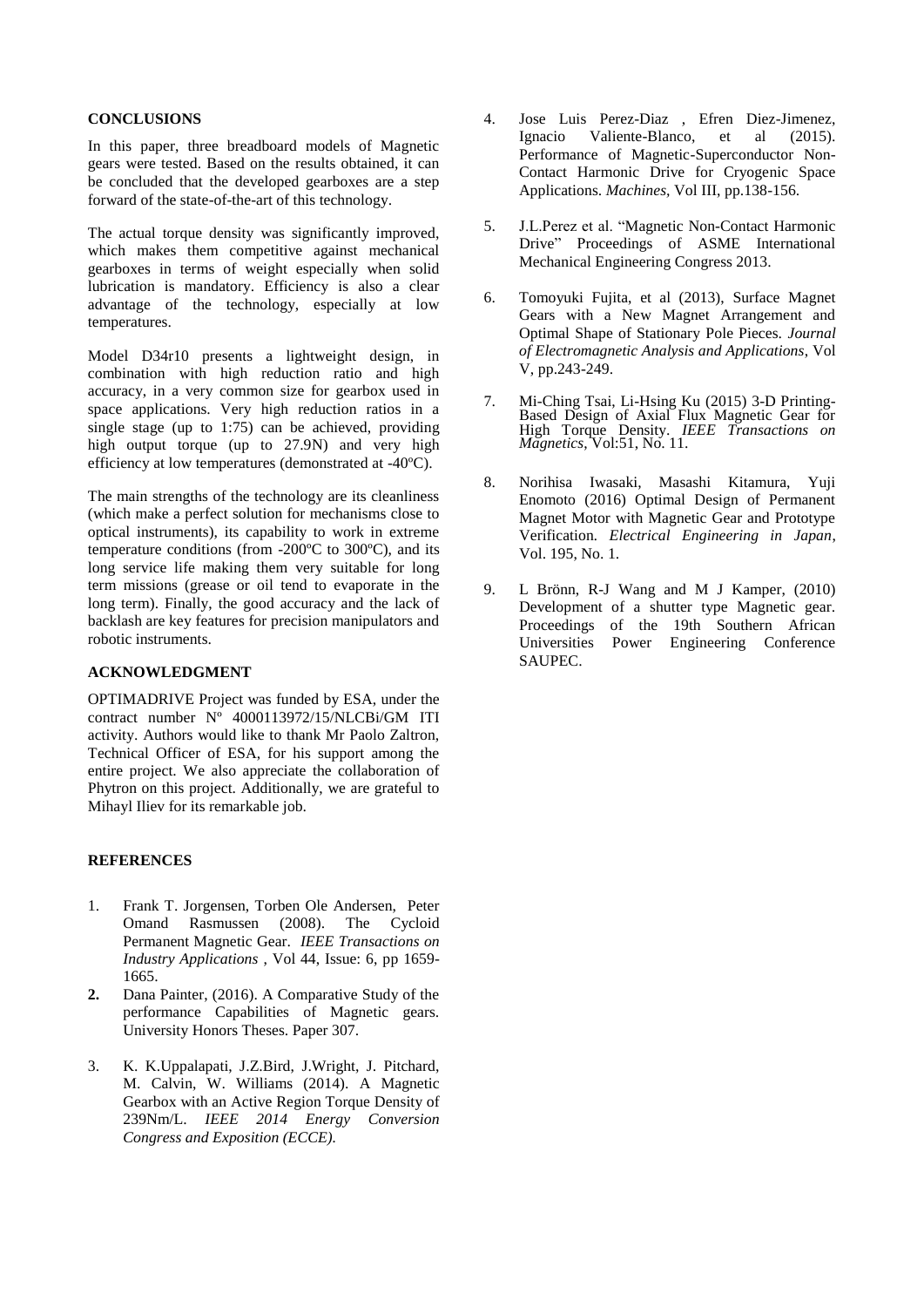## CONCLUSIONS

In this paper, three breadboard models of Magnetic gears were tested. Based on the results obtained, it can be concluded that the developed gearboxes are a step forward of the state-of-the-art of this technology.

The actual torque density was significantly improved, which makes them competitive against mechanical gearboxes in terms of weight especially when solid lubrication is mandatory. Efficiency is also a clear advantage of the technology, especially at low temperatures.

Model D34r10 presents a lightweight design, in combination with high reduction ratio and high accuracy, in a very common size for gearbox used in space applications. Very high reduction ratios in a single stage (up to 1:75) can be achieved, providing high output torque (up to 27.9N) and very high efficiency at low temperatures (demonstrated at -40ºC).

The main strengths of the technology are its cleanliness (which make a perfect solution for mechanisms close to optical instruments), its capability to work in extreme temperature conditions (from -200ºC to 300ºC), and its long service life making them very suitable for long term missions (grease or oil tend to evaporate in the long term). Finally, the good accuracy and the lack of backlash are key features for precision manipulators and robotic instruments.

## ACKNOWLEDGMENT

OPTIMADRIVE Project was funded by ESA, under the contract number Nº 4000113972/15/NLCBi/GM ITI activity. Authors would like to thank Mr Paolo Zaltron, Technical Officer of ESA, for his support among the entire project. We also appreciate the collaboration of Phytron on this project. Additionally, we are grateful to Mihayl Iliev for its remarkable job.

## REFERENCES

1. Frank T. Jorgensen, Torben Ole Andersen, Peter Omand Rasmussen (2008). The Cycloid Permanent Magnetic Gear. *IEEE Transactions on Industry Applications* , Vol 44, Issue: 6, pp 1659-1665.
2. Dana Painter, (2016). A Comparative Study of the performance Capabilities of Magnetic gears. University Honors Theses. Paper 307.
3. K. K.Uppalapati, J.Z.Bird, J.Wright, J. Pitchard, M. Calvin, W. Williams (2014). A Magnetic Gearbox with an Active Region Torque Density of 239Nm/L. *IEEE 2014 Energy Conversion Congress and Exposition (ECCE).*
4. Jose Luis Perez-Diaz , Efren Diez-Jimenez, Ignacio Valiente-Blanco, et al (2015). Performance of Magnetic-Superconductor Non-Contact Harmonic Drive for Cryogenic Space Applications. *Machines*, Vol III, pp.138-156.
5. J.L.Perez et al. "Magnetic Non-Contact Harmonic Drive" Proceedings of ASME International Mechanical Engineering Congress 2013.
6. Tomoyuki Fujita, et al (2013), Surface Magnet Gears with a New Magnet Arrangement and Optimal Shape of Stationary Pole Pieces. *Journal of Electromagnetic Analysis and Applications*, Vol V, pp.243-249.
7. Mi-Ching Tsai, Li-Hsing Ku (2015) 3-D Printing-Based Design of Axial Flux Magnetic Gear for High Torque Density. *IEEE Transactions on Magnetics*, Vol:51, No. 11.
8. Norihisa Iwasaki, Masashi Kitamura, Yuji Enomoto (2016) Optimal Design of Permanent Magnet Motor with Magnetic Gear and Prototype Verification. *Electrical Engineering in Japan*, Vol. 195, No. 1.
9. L Brönn, R-J Wang and M J Kamper, (2010) Development of a shutter type Magnetic gear. Proceedings of the 19th Southern African Universities Power Engineering Conference SAUPEC.